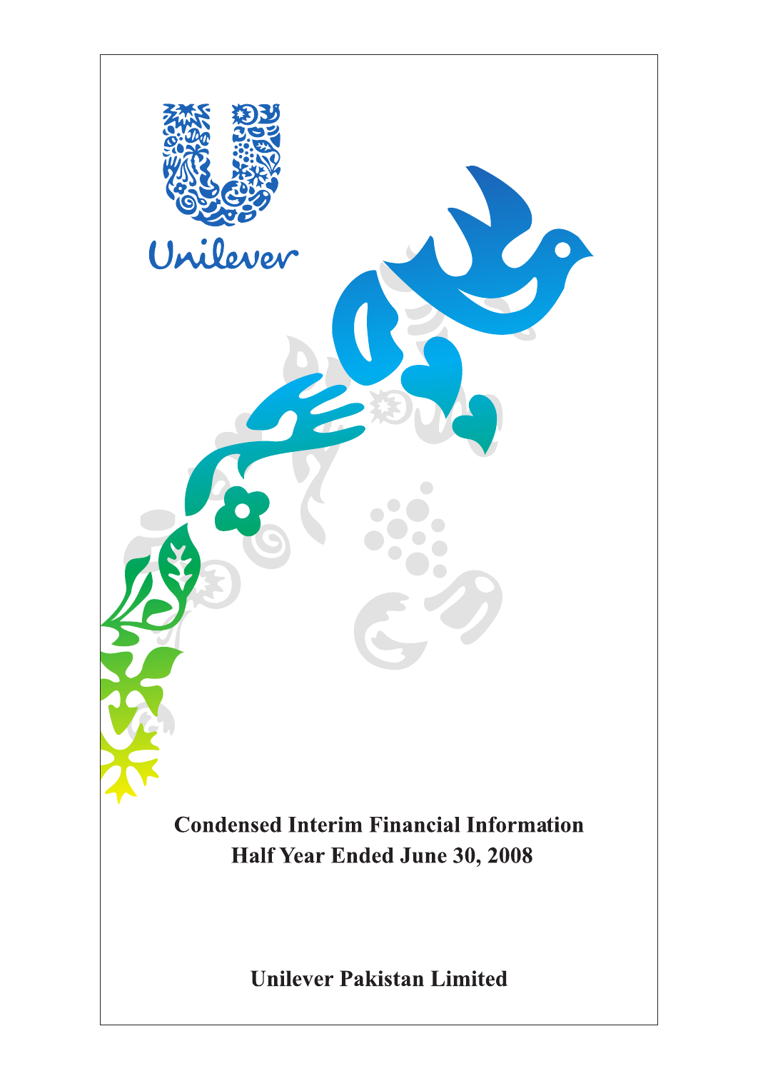Unilever

# Condensed Interim Financial Information
## Half Year Ended June 30, 2008

**Unilever Pakistan Limited**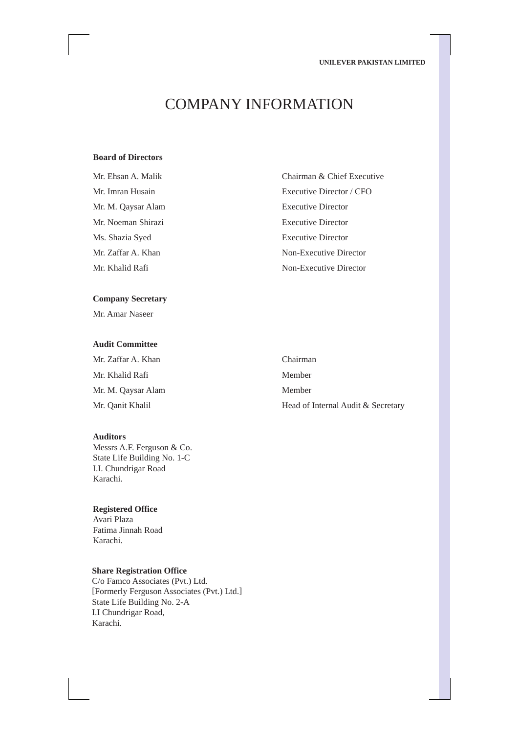# COMPANY INFORMATION

### Board of Directors

| | |
|---|---|
| Mr. Ehsan A. Malik | Chairman & Chief Executive |
| Mr. Imran Husain | Executive Director / CFO |
| Mr. M. Qaysar Alam | Executive Director |
| Mr. Noeman Shirazi | Executive Director |
| Ms. Shazia Syed | Executive Director |
| Mr. Zaffar A. Khan | Non-Executive Director |
| Mr. Khalid Rafi | Non-Executive Director |

### Company Secretary

Mr. Amar Naseer

### Audit Committee

| | |
|---|---|
| Mr. Zaffar A. Khan | Chairman |
| Mr. Khalid Rafi | Member |
| Mr. M. Qaysar Alam | Member |
| Mr. Qanit Khalil | Head of Internal Audit & Secretary |

### Auditors

Messrs A.F. Ferguson & Co.
State Life Building No. 1-C
I.I. Chundrigar Road
Karachi.

### Registered Office

Avari Plaza
Fatima Jinnah Road
Karachi.

### Share Registration Office

C/o Famco Associates (Pvt.) Ltd.
[Formerly Ferguson Associates (Pvt.) Ltd.]
State Life Building No. 2-A
I.I Chundrigar Road,
Karachi.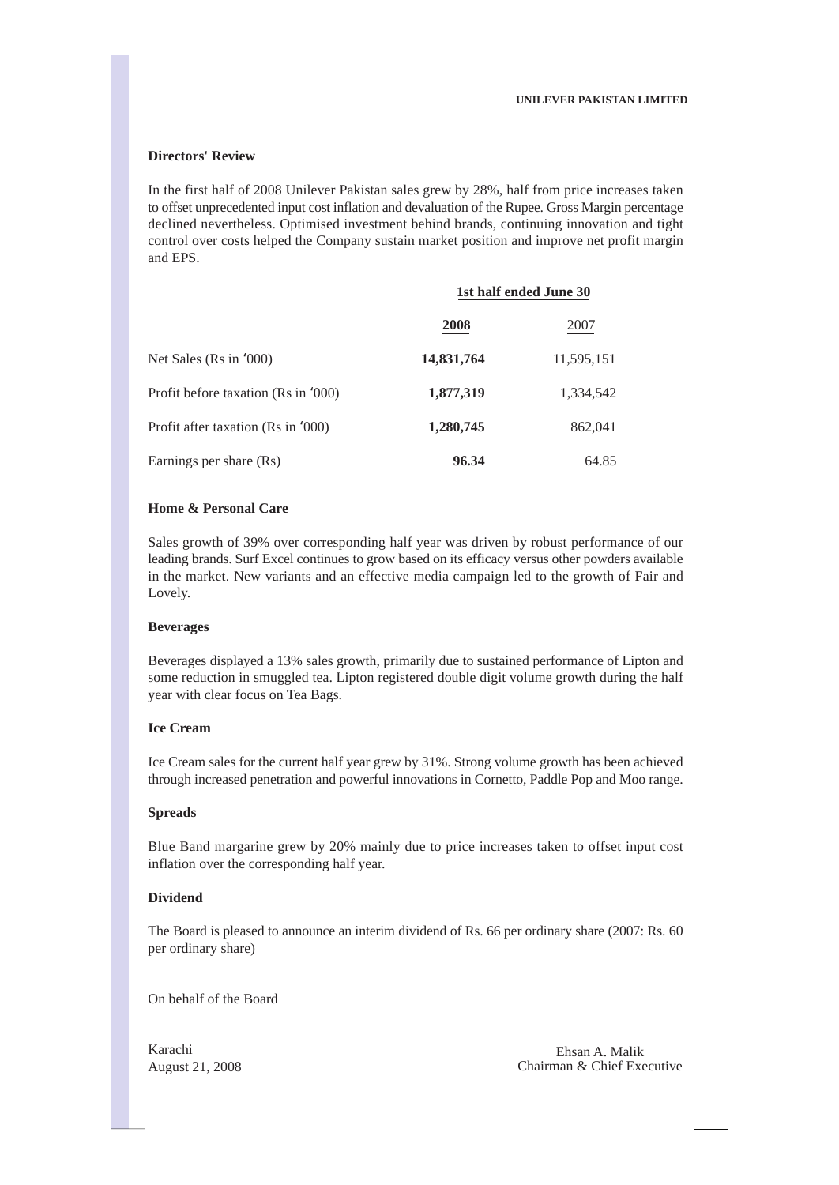## Directors' Review

In the first half of 2008 Unilever Pakistan sales grew by 28%, half from price increases taken to offset unprecedented input cost inflation and devaluation of the Rupee. Gross Margin percentage declined nevertheless. Optimised investment behind brands, continuing innovation and tight control over costs helped the Company sustain market position and improve net profit margin and EPS.

| | 1st half ended June 30 | |
|---|---|---|
| | **2008** | 2007 |
| Net Sales (Rs in '000) | **14,831,764** | 11,595,151 |
| Profit before taxation (Rs in '000) | **1,877,319** | 1,334,542 |
| Profit after taxation (Rs in '000) | **1,280,745** | 862,041 |
| Earnings per share (Rs) | **96.34** | 64.85 |

### Home & Personal Care

Sales growth of 39% over corresponding half year was driven by robust performance of our leading brands. Surf Excel continues to grow based on its efficacy versus other powders available in the market. New variants and an effective media campaign led to the growth of Fair and Lovely.

### Beverages

Beverages displayed a 13% sales growth, primarily due to sustained performance of Lipton and some reduction in smuggled tea. Lipton registered double digit volume growth during the half year with clear focus on Tea Bags.

### Ice Cream

Ice Cream sales for the current half year grew by 31%. Strong volume growth has been achieved through increased penetration and powerful innovations in Cornetto, Paddle Pop and Moo range.

### Spreads

Blue Band margarine grew by 20% mainly due to price increases taken to offset input cost inflation over the corresponding half year.

### Dividend

The Board is pleased to announce an interim dividend of Rs. 66 per ordinary share (2007: Rs. 60 per ordinary share)

On behalf of the Board

Karachi
August 21, 2008

Ehsan A. Malik
Chairman & Chief Executive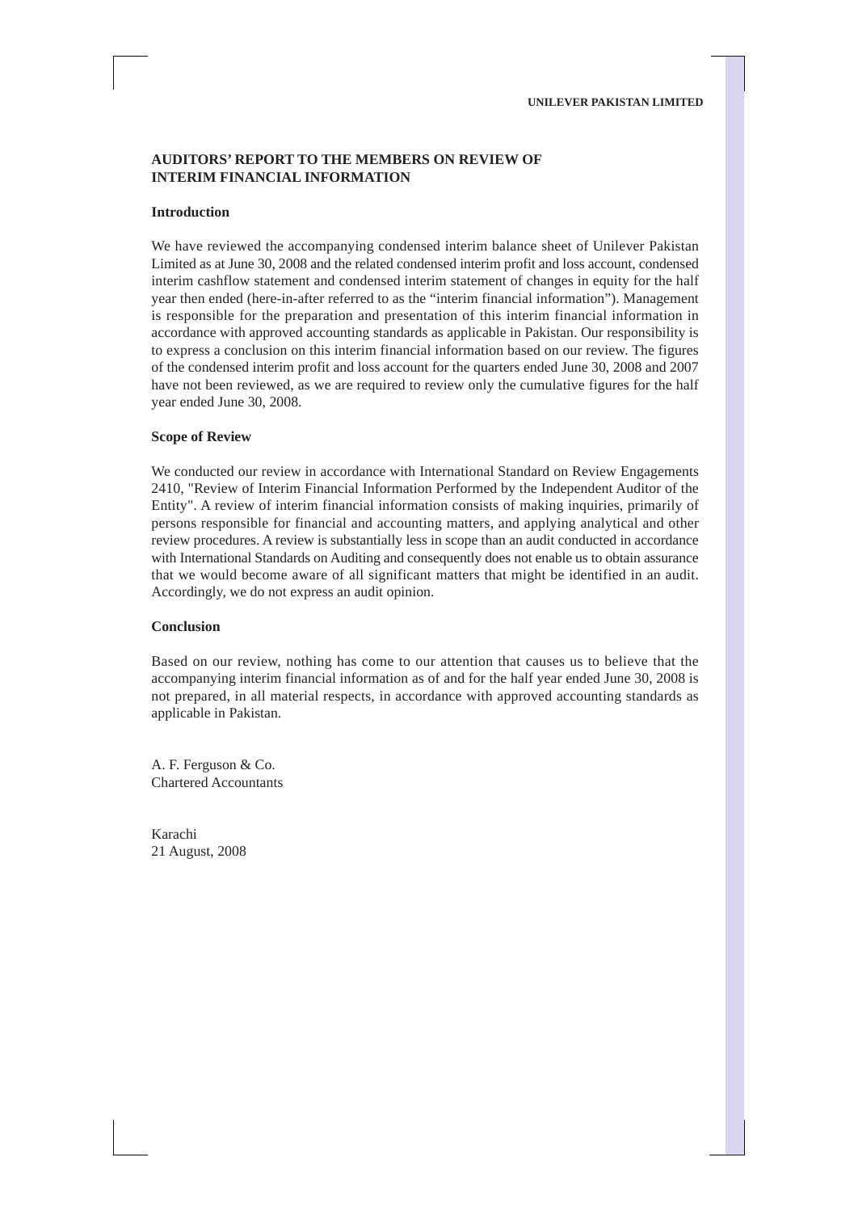## AUDITORS' REPORT TO THE MEMBERS ON REVIEW OF INTERIM FINANCIAL INFORMATION

### Introduction

We have reviewed the accompanying condensed interim balance sheet of Unilever Pakistan Limited as at June 30, 2008 and the related condensed interim profit and loss account, condensed interim cashflow statement and condensed interim statement of changes in equity for the half year then ended (here-in-after referred to as the "interim financial information"). Management is responsible for the preparation and presentation of this interim financial information in accordance with approved accounting standards as applicable in Pakistan. Our responsibility is to express a conclusion on this interim financial information based on our review. The figures of the condensed interim profit and loss account for the quarters ended June 30, 2008 and 2007 have not been reviewed, as we are required to review only the cumulative figures for the half year ended June 30, 2008.

### Scope of Review

We conducted our review in accordance with International Standard on Review Engagements 2410, "Review of Interim Financial Information Performed by the Independent Auditor of the Entity". A review of interim financial information consists of making inquiries, primarily of persons responsible for financial and accounting matters, and applying analytical and other review procedures. A review is substantially less in scope than an audit conducted in accordance with International Standards on Auditing and consequently does not enable us to obtain assurance that we would become aware of all significant matters that might be identified in an audit. Accordingly, we do not express an audit opinion.

### Conclusion

Based on our review, nothing has come to our attention that causes us to believe that the accompanying interim financial information as of and for the half year ended June 30, 2008 is not prepared, in all material respects, in accordance with approved accounting standards as applicable in Pakistan.

A. F. Ferguson & Co.
Chartered Accountants

Karachi
21 August, 2008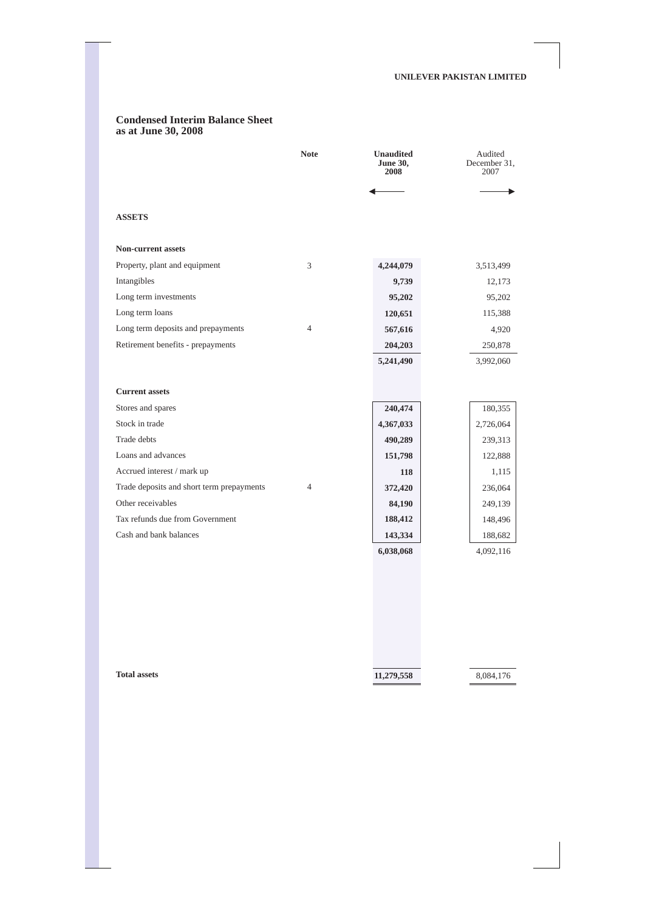UNILEVER PAKISTAN LIMITED

# Condensed Interim Balance Sheet
## as at June 30, 2008

| | Note | **Unaudited June 30, 2008** | Audited December 31, 2007 |
|---|---|---|---|
| | | ← | → |
| **ASSETS** | | | |
| **Non-current assets** | | | |
| Property, plant and equipment | 3 | **4,244,079** | 3,513,499 |
| Intangibles | | **9,739** | 12,173 |
| Long term investments | | **95,202** | 95,202 |
| Long term loans | | **120,651** | 115,388 |
| Long term deposits and prepayments | 4 | **567,616** | 4,920 |
| Retirement benefits - prepayments | | **204,203** | 250,878 |
| | | **5,241,490** | 3,992,060 |
| **Current assets** | | | |
| Stores and spares | | **240,474** | 180,355 |
| Stock in trade | | **4,367,033** | 2,726,064 |
| Trade debts | | **490,289** | 239,313 |
| Loans and advances | | **151,798** | 122,888 |
| Accrued interest / mark up | | **118** | 1,115 |
| Trade deposits and short term prepayments | 4 | **372,420** | 236,064 |
| Other receivables | | **84,190** | 249,139 |
| Tax refunds due from Government | | **188,412** | 148,496 |
| Cash and bank balances | | **143,334** | 188,682 |
| | | **6,038,068** | 4,092,116 |
| **Total assets** | | **11,279,558** | 8,084,176 |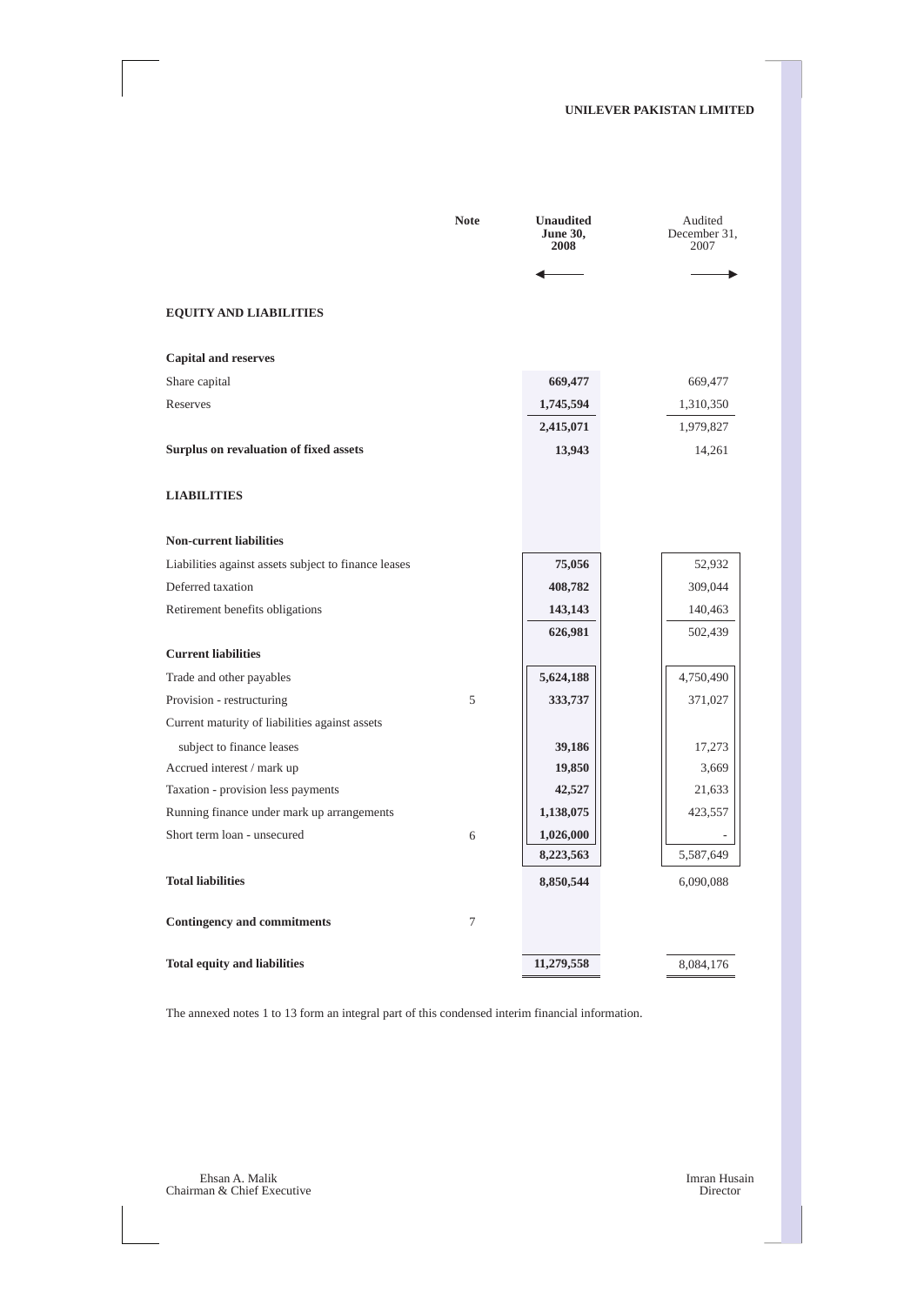**UNILEVER PAKISTAN LIMITED**

| | Note | **Unaudited June 30, 2008** | Audited December 31, 2007 |
|---|---|---|---|
| | | ← | → |
| **EQUITY AND LIABILITIES** | | | |
| **Capital and reserves** | | | |
| Share capital | | **669,477** | 669,477 |
| Reserves | | **1,745,594** | 1,310,350 |
| | | **2,415,071** | 1,979,827 |
| **Surplus on revaluation of fixed assets** | | **13,943** | 14,261 |
| **LIABILITIES** | | | |
| **Non-current liabilities** | | | |
| Liabilities against assets subject to finance leases | | **75,056** | 52,932 |
| Deferred taxation | | **408,782** | 309,044 |
| Retirement benefits obligations | | **143,143** | 140,463 |
| | | **626,981** | 502,439 |
| **Current liabilities** | | | |
| Trade and other payables | | **5,624,188** | 4,750,490 |
| Provision - restructuring | 5 | **333,737** | 371,027 |
| Current maturity of liabilities against assets subject to finance leases | | **39,186** | 17,273 |
| Accrued interest / mark up | | **19,850** | 3,669 |
| Taxation - provision less payments | | **42,527** | 21,633 |
| Running finance under mark up arrangements | | **1,138,075** | 423,557 |
| Short term loan - unsecured | 6 | **1,026,000** | - |
| | | **8,223,563** | 5,587,649 |
| **Total liabilities** | | **8,850,544** | 6,090,088 |
| **Contingency and commitments** | 7 | | |
| **Total equity and liabilities** | | **11,279,558** | 8,084,176 |

The annexed notes 1 to 13 form an integral part of this condensed interim financial information.

Ehsan A. Malik
Chairman & Chief Executive

Imran Husain
Director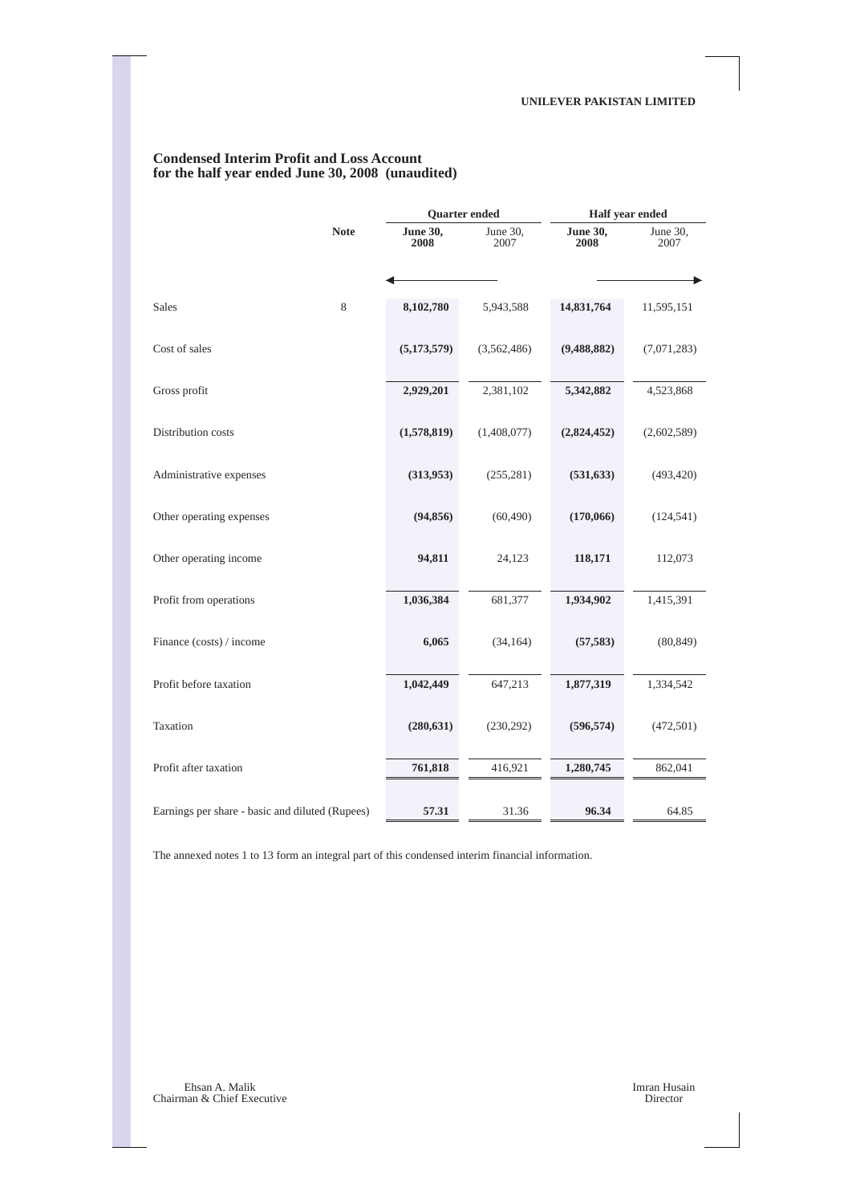**UNILEVER PAKISTAN LIMITED**

## Condensed Interim Profit and Loss Account for the half year ended June 30, 2008 (unaudited)

| | Note | Quarter ended | | Half year ended | |
|---|---|---|---|---|---|
| | | **June 30, 2008** | June 30, 2007 | **June 30, 2008** | June 30, 2007 |
| Sales | 8 | **8,102,780** | 5,943,588 | **14,831,764** | 11,595,151 |
| Cost of sales | | **(5,173,579)** | (3,562,486) | **(9,488,882)** | (7,071,283) |
| Gross profit | | **2,929,201** | 2,381,102 | **5,342,882** | 4,523,868 |
| Distribution costs | | **(1,578,819)** | (1,408,077) | **(2,824,452)** | (2,602,589) |
| Administrative expenses | | **(313,953)** | (255,281) | **(531,633)** | (493,420) |
| Other operating expenses | | **(94,856)** | (60,490) | **(170,066)** | (124,541) |
| Other operating income | | **94,811** | 24,123 | **118,171** | 112,073 |
| Profit from operations | | **1,036,384** | 681,377 | **1,934,902** | 1,415,391 |
| Finance (costs) / income | | **6,065** | (34,164) | **(57,583)** | (80,849) |
| Profit before taxation | | **1,042,449** | 647,213 | **1,877,319** | 1,334,542 |
| Taxation | | **(280,631)** | (230,292) | **(596,574)** | (472,501) |
| Profit after taxation | | **761,818** | 416,921 | **1,280,745** | 862,041 |
| Earnings per share - basic and diluted (Rupees) | | **57.31** | 31.36 | **96.34** | 64.85 |

The annexed notes 1 to 13 form an integral part of this condensed interim financial information.

Ehsan A. Malik
Chairman & Chief Executive

Imran Husain
Director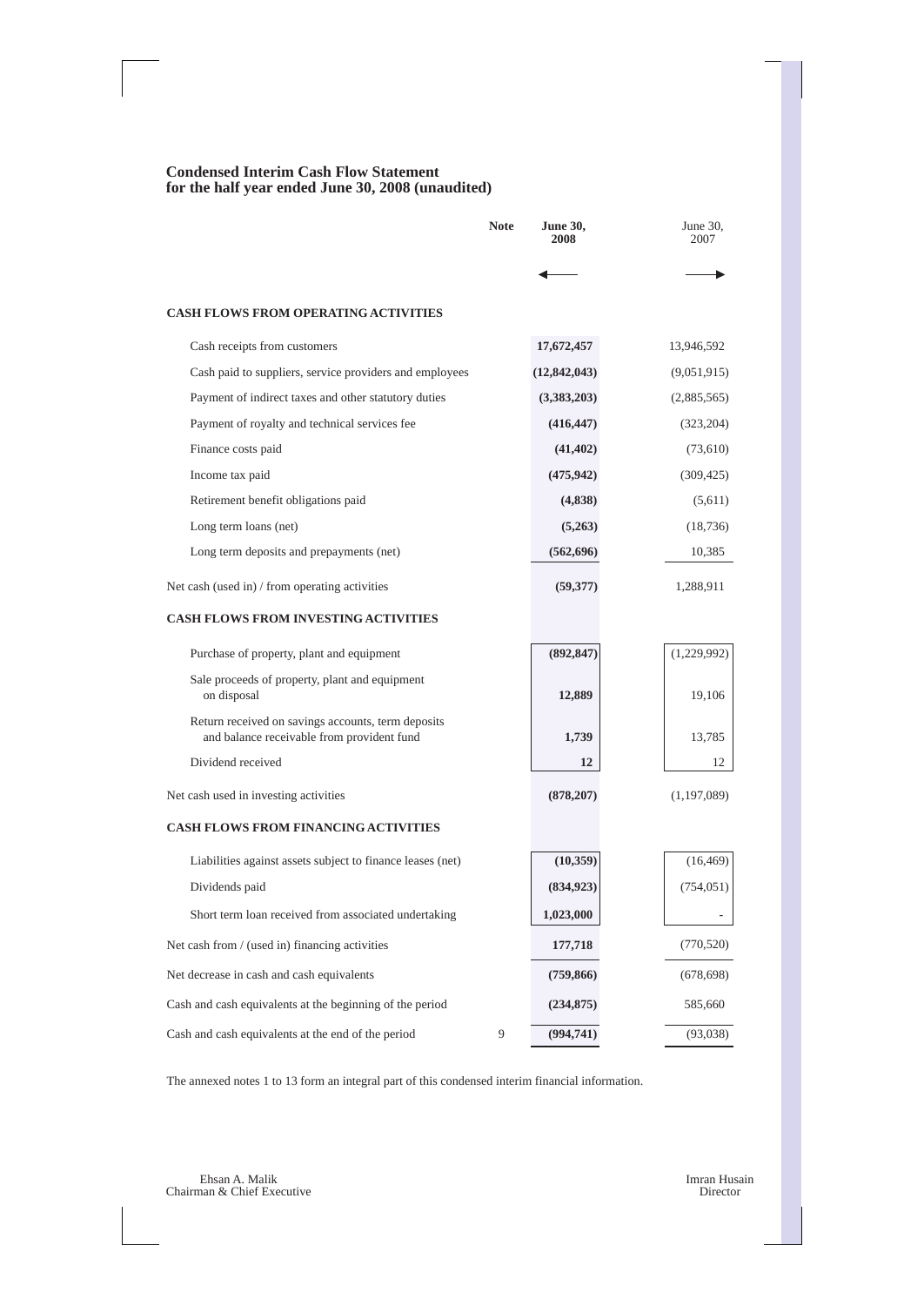## Condensed Interim Cash Flow Statement
## for the half year ended June 30, 2008 (unaudited)

| | Note | **June 30, 2008** | June 30, 2007 |
|---|---|---|---|
| | | ← | → |
| **CASH FLOWS FROM OPERATING ACTIVITIES** | | | |
| Cash receipts from customers | | **17,672,457** | 13,946,592 |
| Cash paid to suppliers, service providers and employees | | **(12,842,043)** | (9,051,915) |
| Payment of indirect taxes and other statutory duties | | **(3,383,203)** | (2,885,565) |
| Payment of royalty and technical services fee | | **(416,447)** | (323,204) |
| Finance costs paid | | **(41,402)** | (73,610) |
| Income tax paid | | **(475,942)** | (309,425) |
| Retirement benefit obligations paid | | **(4,838)** | (5,611) |
| Long term loans (net) | | **(5,263)** | (18,736) |
| Long term deposits and prepayments (net) | | **(562,696)** | 10,385 |
| Net cash (used in) / from operating activities | | **(59,377)** | 1,288,911 |
| **CASH FLOWS FROM INVESTING ACTIVITIES** | | | |
| Purchase of property, plant and equipment | | **(892,847)** | (1,229,992) |
| Sale proceeds of property, plant and equipment on disposal | | **12,889** | 19,106 |
| Return received on savings accounts, term deposits and balance receivable from provident fund | | **1,739** | 13,785 |
| Dividend received | | **12** | 12 |
| Net cash used in investing activities | | **(878,207)** | (1,197,089) |
| **CASH FLOWS FROM FINANCING ACTIVITIES** | | | |
| Liabilities against assets subject to finance leases (net) | | **(10,359)** | (16,469) |
| Dividends paid | | **(834,923)** | (754,051) |
| Short term loan received from associated undertaking | | **1,023,000** | - |
| Net cash from / (used in) financing activities | | **177,718** | (770,520) |
| Net decrease in cash and cash equivalents | | **(759,866)** | (678,698) |
| Cash and cash equivalents at the beginning of the period | | **(234,875)** | 585,660 |
| Cash and cash equivalents at the end of the period | 9 | **(994,741)** | (93,038) |

The annexed notes 1 to 13 form an integral part of this condensed interim financial information.

Ehsan A. Malik
Chairman & Chief Executive

Imran Husain
Director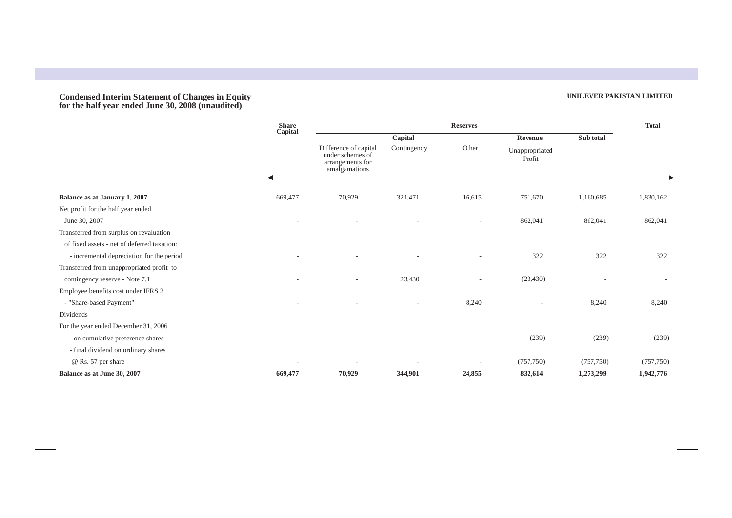## Condensed Interim Statement of Changes in Equity for the half year ended June 30, 2008 (unaudited)

**UNILEVER PAKISTAN LIMITED**

| | Share Capital | Reserves | | | | | Total |
|---|---|---|---|---|---|---|---|
| | | Capital | | | Revenue | Sub total | |
| | | Difference of capital under schemes of arrangements for amalgamations | Contingency | Other | Unappropriated Profit | | |
| **Balance as at January 1, 2007** | 669,477 | 70,929 | 321,471 | 16,615 | 751,670 | 1,160,685 | 1,830,162 |
| Net profit for the half year ended June 30, 2007 | - | - | - | - | 862,041 | 862,041 | 862,041 |
| Transferred from surplus on revaluation of fixed assets - net of deferred taxation: | | | | | | | |
| - incremental depreciation for the period | - | - | - | - | 322 | 322 | 322 |
| Transferred from unappropriated profit to contingency reserve - Note 7.1 | - | - | 23,430 | - | (23,430) | - | - |
| Employee benefits cost under IFRS 2 - "Share-based Payment" | - | - | - | 8,240 | - | 8,240 | 8,240 |
| Dividends | | | | | | | |
| For the year ended December 31, 2006 | | | | | | | |
| - on cumulative preference shares | - | - | - | - | (239) | (239) | (239) |
| - final dividend on ordinary shares @ Rs. 57 per share | - | - | - | - | (757,750) | (757,750) | (757,750) |
| **Balance as at June 30, 2007** | **669,477** | **70,929** | **344,901** | **24,855** | **832,614** | **1,273,299** | **1,942,776** |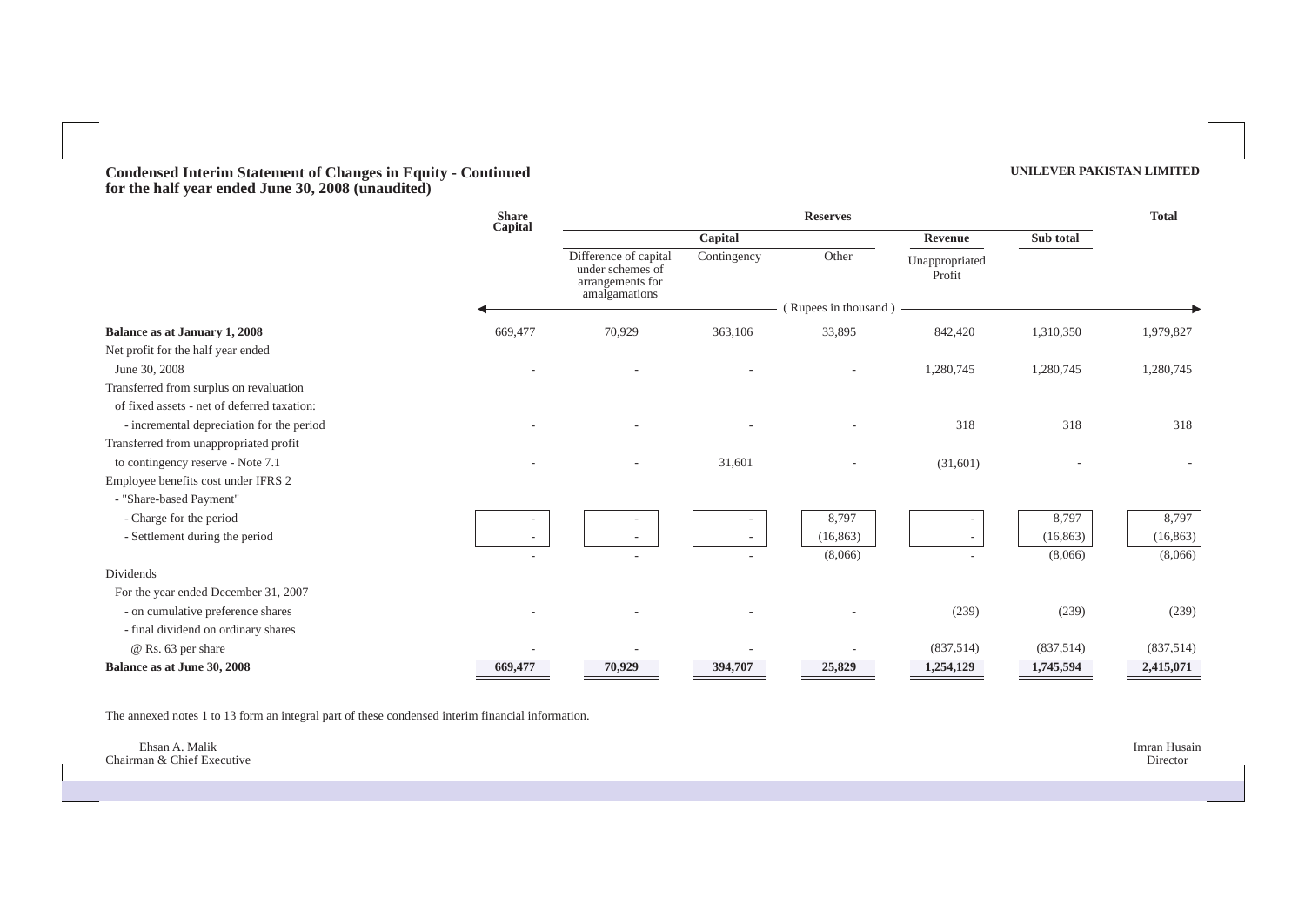**UNILEVER PAKISTAN LIMITED**

# Condensed Interim Statement of Changes in Equity - Continued
## for the half year ended June 30, 2008 (unaudited)

| | Share Capital | Reserves | | | | | Total |
|---|---|---|---|---|---|---|---|
| | | Capital | | | Revenue | Sub total | |
| | | Difference of capital under schemes of arrangements for amalgamations | Contingency | Other | Unappropriated Profit | | |
| | (Rupees in thousand) | | | | | | |
| **Balance as at January 1, 2008** | 669,477 | 70,929 | 363,106 | 33,895 | 842,420 | 1,310,350 | 1,979,827 |
| Net profit for the half year ended June 30, 2008 | - | - | - | - | 1,280,745 | 1,280,745 | 1,280,745 |
| Transferred from surplus on revaluation of fixed assets - net of deferred taxation: | | | | | | | |
| - incremental depreciation for the period | - | - | - | - | 318 | 318 | 318 |
| Transferred from unappropriated profit to contingency reserve - Note 7.1 | - | - | 31,601 | - | (31,601) | - | - |
| Employee benefits cost under IFRS 2 - "Share-based Payment" | | | | | | | |
| - Charge for the period | - | - | - | 8,797 | - | 8,797 | 8,797 |
| - Settlement during the period | - | - | - | (16,863) | - | (16,863) | (16,863) |
| | - | - | - | (8,066) | - | (8,066) | (8,066) |
| Dividends | | | | | | | |
| For the year ended December 31, 2007 | | | | | | | |
| - on cumulative preference shares | - | - | - | - | (239) | (239) | (239) |
| - final dividend on ordinary shares @ Rs. 63 per share | - | - | - | - | (837,514) | (837,514) | (837,514) |
| **Balance as at June 30, 2008** | **669,477** | **70,929** | **394,707** | **25,829** | **1,254,129** | **1,745,594** | **2,415,071** |

The annexed notes 1 to 13 form an integral part of these condensed interim financial information.

Ehsan A. Malik
Chairman & Chief Executive

Imran Husain
Director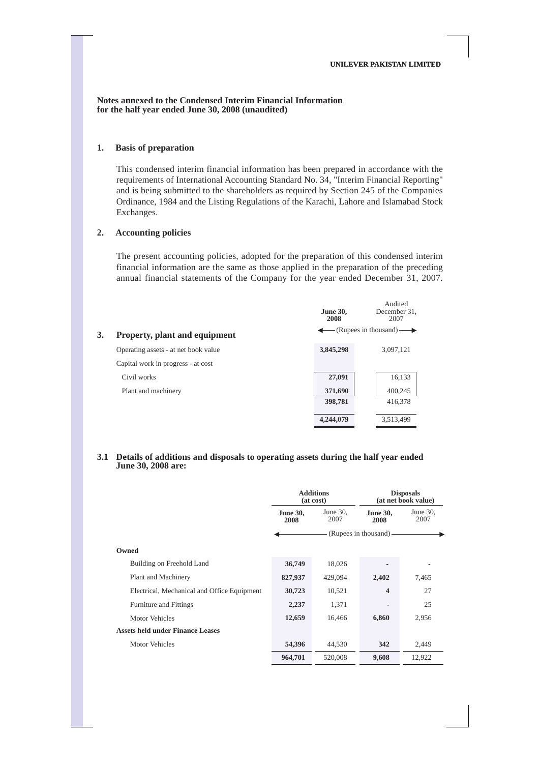**Notes annexed to the Condensed Interim Financial Information for the half year ended June 30, 2008 (unaudited)**

## 1. Basis of preparation

This condensed interim financial information has been prepared in accordance with the requirements of International Accounting Standard No. 34, "Interim Financial Reporting" and is being submitted to the shareholders as required by Section 245 of the Companies Ordinance, 1984 and the Listing Regulations of the Karachi, Lahore and Islamabad Stock Exchanges.

## 2. Accounting policies

The present accounting policies, adopted for the preparation of this condensed interim financial information are the same as those applied in the preparation of the preceding annual financial statements of the Company for the year ended December 31, 2007.

## 3. Property, plant and equipment

| | June 30, 2008 | Audited December 31, 2007 |
|---|---|---|
| | (Rupees in thousand) | |
| Operating assets - at net book value | **3,845,298** | 3,097,121 |
| Capital work in progress - at cost | | |
| Civil works | **27,091** | 16,133 |
| Plant and machinery | **371,690** | 400,245 |
| | **398,781** | 416,378 |
| | **4,244,079** | 3,513,499 |

### 3.1 Details of additions and disposals to operating assets during the half year ended June 30, 2008 are:

| | Additions (at cost) | | Disposals (at net book value) | |
|---|---|---|---|---|
| | June 30, 2008 | June 30, 2007 | June 30, 2008 | June 30, 2007 |
| | (Rupees in thousand) | | | |
| **Owned** | | | | |
| Building on Freehold Land | **36,749** | 18,026 | **-** | - |
| Plant and Machinery | **827,937** | 429,094 | **2,402** | 7,465 |
| Electrical, Mechanical and Office Equipment | **30,723** | 10,521 | **4** | 27 |
| Furniture and Fittings | **2,237** | 1,371 | **-** | 25 |
| Motor Vehicles | **12,659** | 16,466 | **6,860** | 2,956 |
| **Assets held under Finance Leases** | | | | |
| Motor Vehicles | **54,396** | 44,530 | **342** | 2,449 |
| | **964,701** | 520,008 | **9,608** | 12,922 |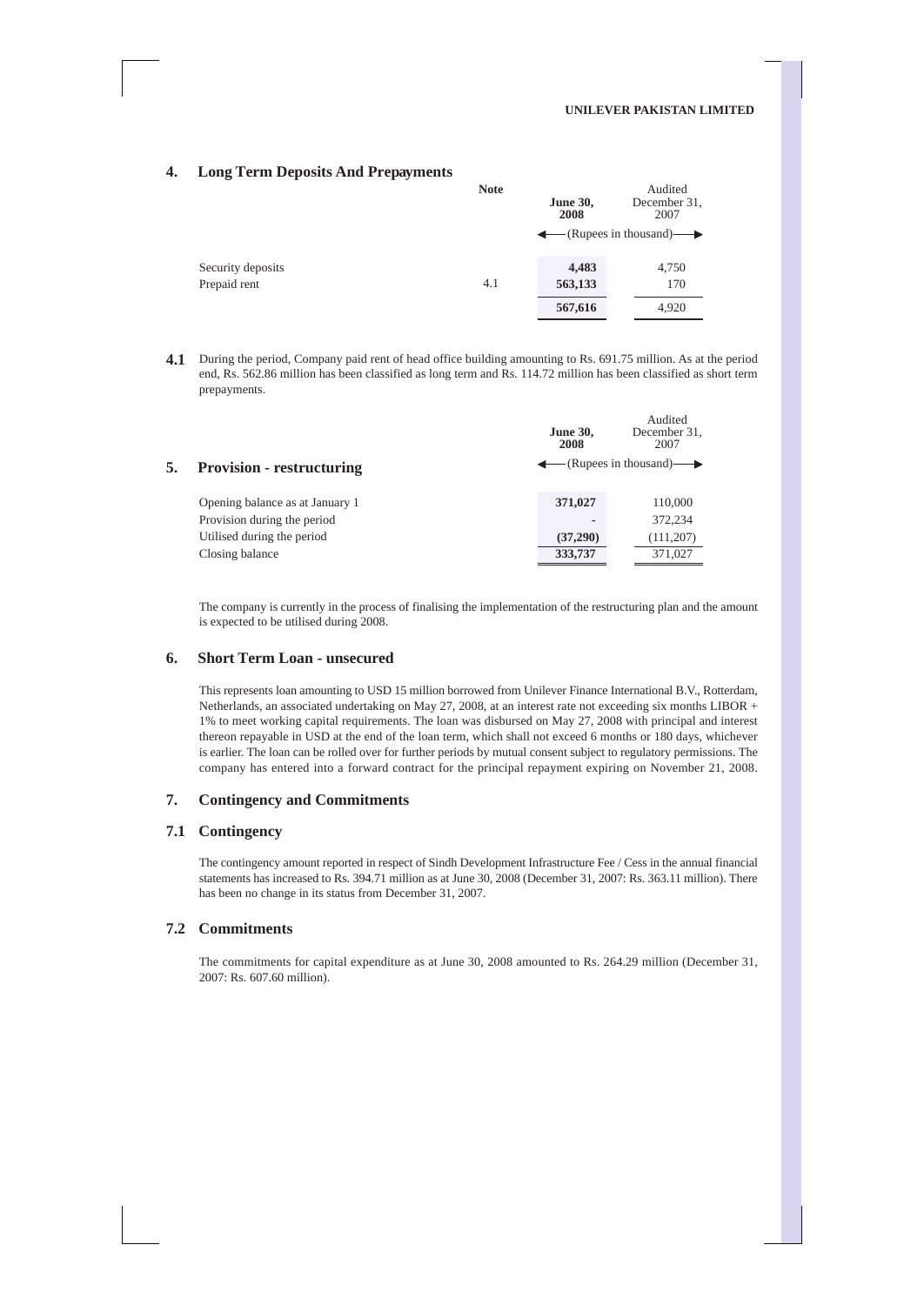## 4. Long Term Deposits And Prepayments

| | Note | June 30, 2008 | Audited December 31, 2007 |
|---|---|---|---|
| | | (Rupees in thousand) | |
| Security deposits | | **4,483** | 4,750 |
| Prepaid rent | 4.1 | **563,133** | 170 |
| | | **567,616** | 4,920 |

**4.1** During the period, Company paid rent of head office building amounting to Rs. 691.75 million. As at the period end, Rs. 562.86 million has been classified as long term and Rs. 114.72 million has been classified as short term prepayments.

## 5. Provision - restructuring

| | June 30, 2008 | Audited December 31, 2007 |
|---|---|---|
| | (Rupees in thousand) | |
| Opening balance as at January 1 | **371,027** | 110,000 |
| Provision during the period | **-** | 372,234 |
| Utilised during the period | **(37,290)** | (111,207) |
| Closing balance | **333,737** | 371,027 |

The company is currently in the process of finalising the implementation of the restructuring plan and the amount is expected to be utilised during 2008.

## 6. Short Term Loan - unsecured

This represents loan amounting to USD 15 million borrowed from Unilever Finance International B.V., Rotterdam, Netherlands, an associated undertaking on May 27, 2008, at an interest rate not exceeding six months LIBOR + 1% to meet working capital requirements. The loan was disbursed on May 27, 2008 with principal and interest thereon repayable in USD at the end of the loan term, which shall not exceed 6 months or 180 days, whichever is earlier. The loan can be rolled over for further periods by mutual consent subject to regulatory permissions. The company has entered into a forward contract for the principal repayment expiring on November 21, 2008.

## 7. Contingency and Commitments

### 7.1 Contingency

The contingency amount reported in respect of Sindh Development Infrastructure Fee / Cess in the annual financial statements has increased to Rs. 394.71 million as at June 30, 2008 (December 31, 2007: Rs. 363.11 million). There has been no change in its status from December 31, 2007.

### 7.2 Commitments

The commitments for capital expenditure as at June 30, 2008 amounted to Rs. 264.29 million (December 31, 2007: Rs. 607.60 million).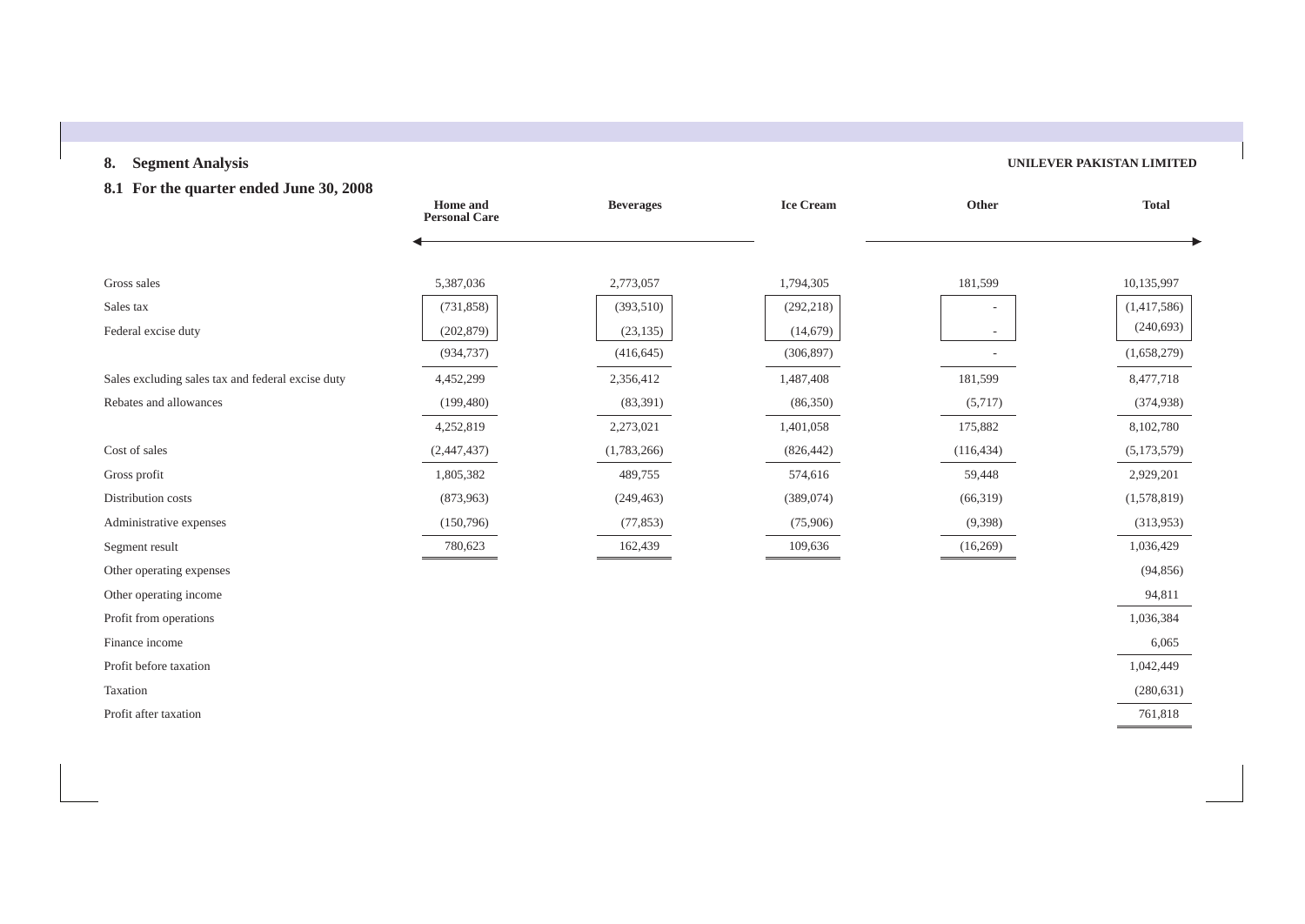## 8. Segment Analysis

UNILEVER PAKISTAN LIMITED

### 8.1 For the quarter ended June 30, 2008

| | Home and Personal Care | Beverages | Ice Cream | Other | Total |
|---|---|---|---|---|---|
| Gross sales | 5,387,036 | 2,773,057 | 1,794,305 | 181,599 | 10,135,997 |
| Sales tax | (731,858) | (393,510) | (292,218) | - | (1,417,586) |
| Federal excise duty | (202,879) | (23,135) | (14,679) | - | (240,693) |
| | (934,737) | (416,645) | (306,897) | - | (1,658,279) |
| Sales excluding sales tax and federal excise duty | 4,452,299 | 2,356,412 | 1,487,408 | 181,599 | 8,477,718 |
| Rebates and allowances | (199,480) | (83,391) | (86,350) | (5,717) | (374,938) |
| | 4,252,819 | 2,273,021 | 1,401,058 | 175,882 | 8,102,780 |
| Cost of sales | (2,447,437) | (1,783,266) | (826,442) | (116,434) | (5,173,579) |
| Gross profit | 1,805,382 | 489,755 | 574,616 | 59,448 | 2,929,201 |
| Distribution costs | (873,963) | (249,463) | (389,074) | (66,319) | (1,578,819) |
| Administrative expenses | (150,796) | (77,853) | (75,906) | (9,398) | (313,953) |
| Segment result | 780,623 | 162,439 | 109,636 | (16,269) | 1,036,429 |
| Other operating expenses | | | | | (94,856) |
| Other operating income | | | | | 94,811 |
| Profit from operations | | | | | 1,036,384 |
| Finance income | | | | | 6,065 |
| Profit before taxation | | | | | 1,042,449 |
| Taxation | | | | | (280,631) |
| Profit after taxation | | | | | 761,818 |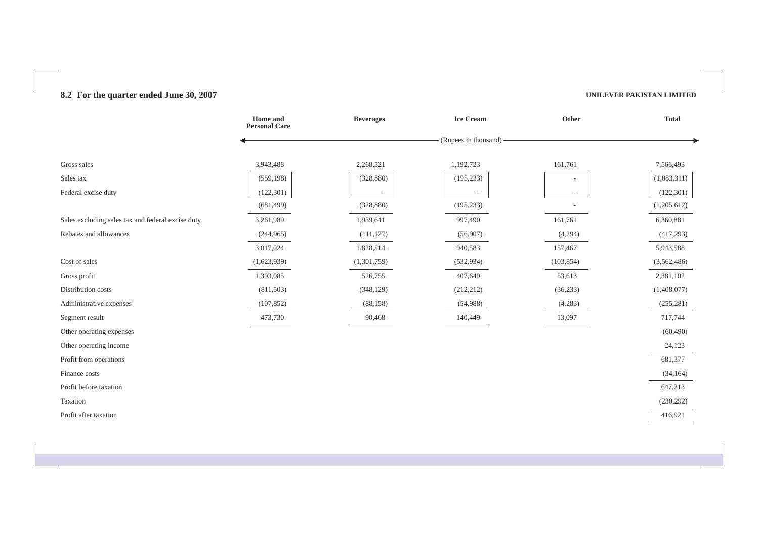## 8.2 For the quarter ended June 30, 2007

**UNILEVER PAKISTAN LIMITED**

| | Home and Personal Care | Beverages | Ice Cream | Other | Total |
|---|---|---|---|---|---|
| | (Rupees in thousand) | | | | |
| Gross sales | 3,943,488 | 2,268,521 | 1,192,723 | 161,761 | 7,566,493 |
| Sales tax | (559,198) | (328,880) | (195,233) | - | (1,083,311) |
| Federal excise duty | (122,301) | - | - | - | (122,301) |
| | (681,499) | (328,880) | (195,233) | - | (1,205,612) |
| Sales excluding sales tax and federal excise duty | 3,261,989 | 1,939,641 | 997,490 | 161,761 | 6,360,881 |
| Rebates and allowances | (244,965) | (111,127) | (56,907) | (4,294) | (417,293) |
| | 3,017,024 | 1,828,514 | 940,583 | 157,467 | 5,943,588 |
| Cost of sales | (1,623,939) | (1,301,759) | (532,934) | (103,854) | (3,562,486) |
| Gross profit | 1,393,085 | 526,755 | 407,649 | 53,613 | 2,381,102 |
| Distribution costs | (811,503) | (348,129) | (212,212) | (36,233) | (1,408,077) |
| Administrative expenses | (107,852) | (88,158) | (54,988) | (4,283) | (255,281) |
| Segment result | 473,730 | 90,468 | 140,449 | 13,097 | 717,744 |
| Other operating expenses | | | | | (60,490) |
| Other operating income | | | | | 24,123 |
| Profit from operations | | | | | 681,377 |
| Finance costs | | | | | (34,164) |
| Profit before taxation | | | | | 647,213 |
| Taxation | | | | | (230,292) |
| Profit after taxation | | | | | 416,921 |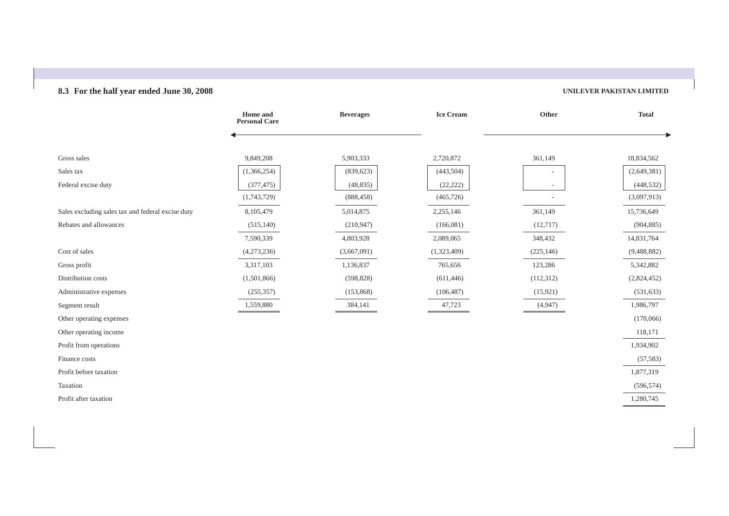## 8.3 For the half year ended June 30, 2008

**UNILEVER PAKISTAN LIMITED**

| | Home and Personal Care | Beverages | Ice Cream | Other | Total |
|---|---|---|---|---|---|
| Gross sales | 9,849,208 | 5,903,333 | 2,720,872 | 361,149 | 18,834,562 |
| Sales tax | (1,366,254) | (839,623) | (443,504) | - | (2,649,381) |
| Federal excise duty | (377,475) | (48,835) | (22,222) | - | (448,532) |
| | (1,743,729) | (888,458) | (465,726) | - | (3,097,913) |
| Sales excluding sales tax and federal excise duty | 8,105,479 | 5,014,875 | 2,255,146 | 361,149 | 15,736,649 |
| Rebates and allowances | (515,140) | (210,947) | (166,081) | (12,717) | (904,885) |
| | 7,590,339 | 4,803,928 | 2,089,065 | 348,432 | 14,831,764 |
| Cost of sales | (4,273,236) | (3,667,091) | (1,323,409) | (225,146) | (9,488,882) |
| Gross profit | 3,317,103 | 1,136,837 | 765,656 | 123,286 | 5,342,882 |
| Distribution costs | (1,501,866) | (598,828) | (611,446) | (112,312) | (2,824,452) |
| Administrative expenses | (255,357) | (153,868) | (106,487) | (15,921) | (531,633) |
| Segment result | 1,559,880 | 384,141 | 47,723 | (4,947) | 1,986,797 |
| Other operating expenses | | | | | (170,066) |
| Other operating income | | | | | 118,171 |
| Profit from operations | | | | | 1,934,902 |
| Finance costs | | | | | (57,583) |
| Profit before taxation | | | | | 1,877,319 |
| Taxation | | | | | (596,574) |
| Profit after taxation | | | | | 1,280,745 |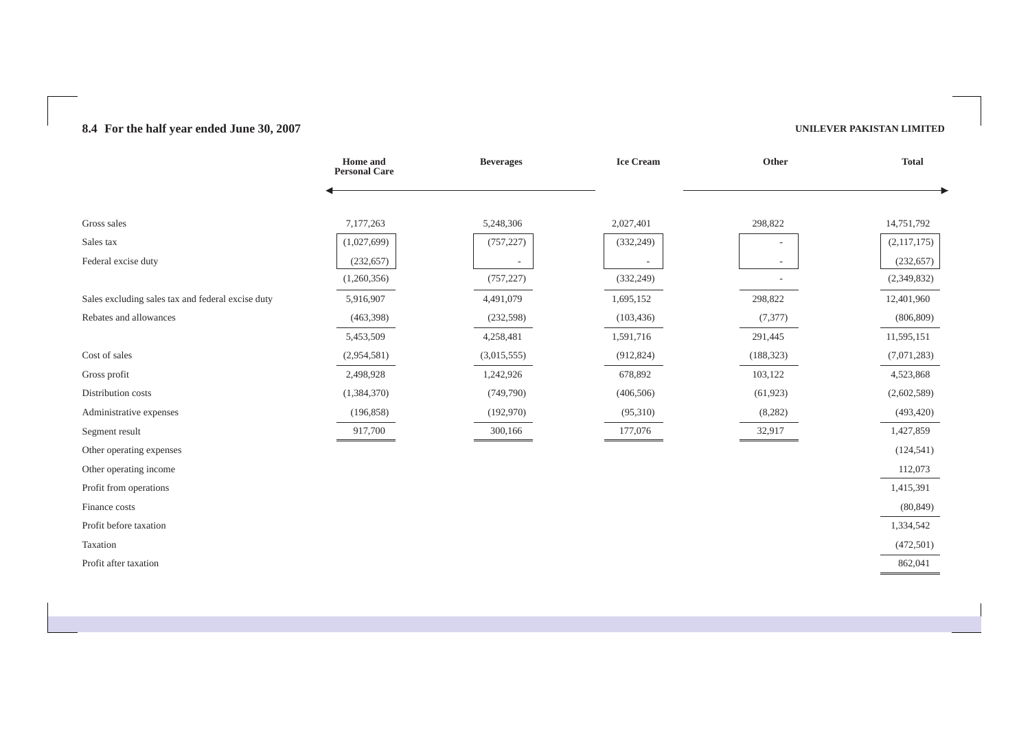## 8.4 For the half year ended June 30, 2007

**UNILEVER PAKISTAN LIMITED**

| | Home and Personal Care | Beverages | Ice Cream | Other | Total |
|---|---|---|---|---|---|
| Gross sales | 7,177,263 | 5,248,306 | 2,027,401 | 298,822 | 14,751,792 |
| Sales tax | (1,027,699) | (757,227) | (332,249) | - | (2,117,175) |
| Federal excise duty | (232,657) | - | - | - | (232,657) |
| | (1,260,356) | (757,227) | (332,249) | - | (2,349,832) |
| Sales excluding sales tax and federal excise duty | 5,916,907 | 4,491,079 | 1,695,152 | 298,822 | 12,401,960 |
| Rebates and allowances | (463,398) | (232,598) | (103,436) | (7,377) | (806,809) |
| | 5,453,509 | 4,258,481 | 1,591,716 | 291,445 | 11,595,151 |
| Cost of sales | (2,954,581) | (3,015,555) | (912,824) | (188,323) | (7,071,283) |
| Gross profit | 2,498,928 | 1,242,926 | 678,892 | 103,122 | 4,523,868 |
| Distribution costs | (1,384,370) | (749,790) | (406,506) | (61,923) | (2,602,589) |
| Administrative expenses | (196,858) | (192,970) | (95,310) | (8,282) | (493,420) |
| Segment result | 917,700 | 300,166 | 177,076 | 32,917 | 1,427,859 |
| Other operating expenses | | | | | (124,541) |
| Other operating income | | | | | 112,073 |
| Profit from operations | | | | | 1,415,391 |
| Finance costs | | | | | (80,849) |
| Profit before taxation | | | | | 1,334,542 |
| Taxation | | | | | (472,501) |
| Profit after taxation | | | | | 862,041 |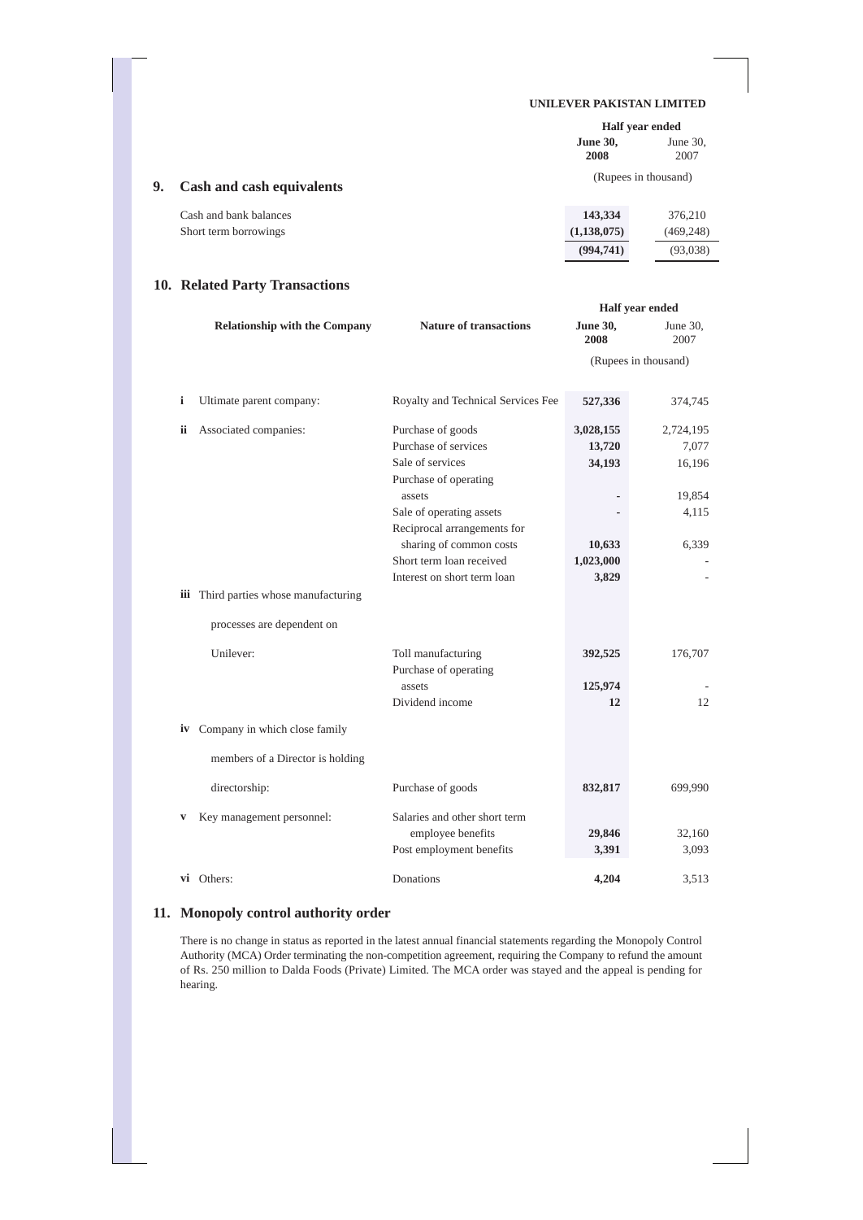UNILEVER PAKISTAN LIMITED

## 9. Cash and cash equivalents

| | Half year ended June 30, 2008 | Half year ended June 30, 2007 |
|---|---|---|
| | (Rupees in thousand) | |
| Cash and bank balances | **143,334** | 376,210 |
| Short term borrowings | **(1,138,075)** | (469,248) |
| | **(994,741)** | (93,038) |

## 10. Related Party Transactions

| Relationship with the Company | Nature of transactions | Half year ended June 30, 2008 | Half year ended June 30, 2007 |
|---|---|---|---|
| | | (Rupees in thousand) | |
| **i** Ultimate parent company: | Royalty and Technical Services Fee | **527,336** | 374,745 |
| **ii** Associated companies: | Purchase of goods | **3,028,155** | 2,724,195 |
| | Purchase of services | **13,720** | 7,077 |
| | Sale of services | **34,193** | 16,196 |
| | Purchase of operating assets | **-** | 19,854 |
| | Sale of operating assets | **-** | 4,115 |
| | Reciprocal arrangements for sharing of common costs | **10,633** | 6,339 |
| | Short term loan received | **1,023,000** | - |
| | Interest on short term loan | **3,829** | - |
| **iii** Third parties whose manufacturing processes are dependent on Unilever: | Toll manufacturing | **392,525** | 176,707 |
| | Purchase of operating assets | **125,974** | - |
| | Dividend income | **12** | 12 |
| **iv** Company in which close family members of a Director is holding directorship: | Purchase of goods | **832,817** | 699,990 |
| **v** Key management personnel: | Salaries and other short term employee benefits | **29,846** | 32,160 |
| | Post employment benefits | **3,391** | 3,093 |
| **vi** Others: | Donations | **4,204** | 3,513 |

## 11. Monopoly control authority order

There is no change in status as reported in the latest annual financial statements regarding the Monopoly Control Authority (MCA) Order terminating the non-competition agreement, requiring the Company to refund the amount of Rs. 250 million to Dalda Foods (Private) Limited. The MCA order was stayed and the appeal is pending for hearing.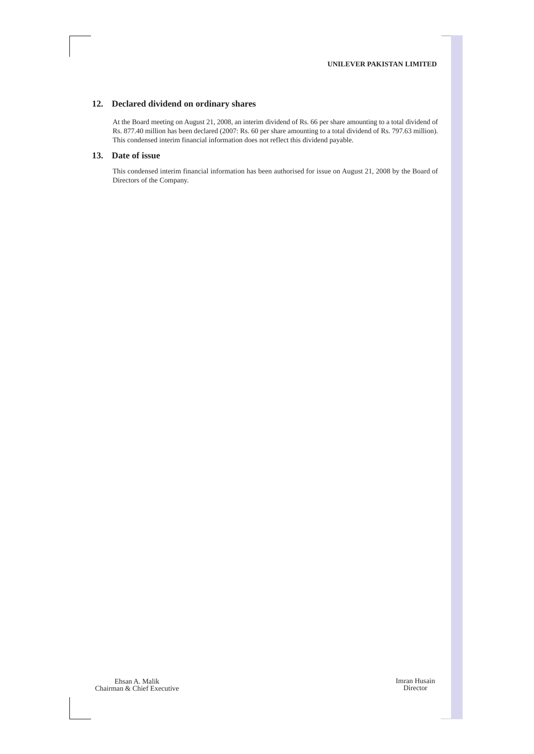## 12. Declared dividend on ordinary shares

At the Board meeting on August 21, 2008, an interim dividend of Rs. 66 per share amounting to a total dividend of Rs. 877.40 million has been declared (2007: Rs. 60 per share amounting to a total dividend of Rs. 797.63 million). This condensed interim financial information does not reflect this dividend payable.

## 13. Date of issue

This condensed interim financial information has been authorised for issue on August 21, 2008 by the Board of Directors of the Company.

| | |
|---|---|
| Ehsan A. Malik<br>Chairman & Chief Executive | Imran Husain<br>Director |